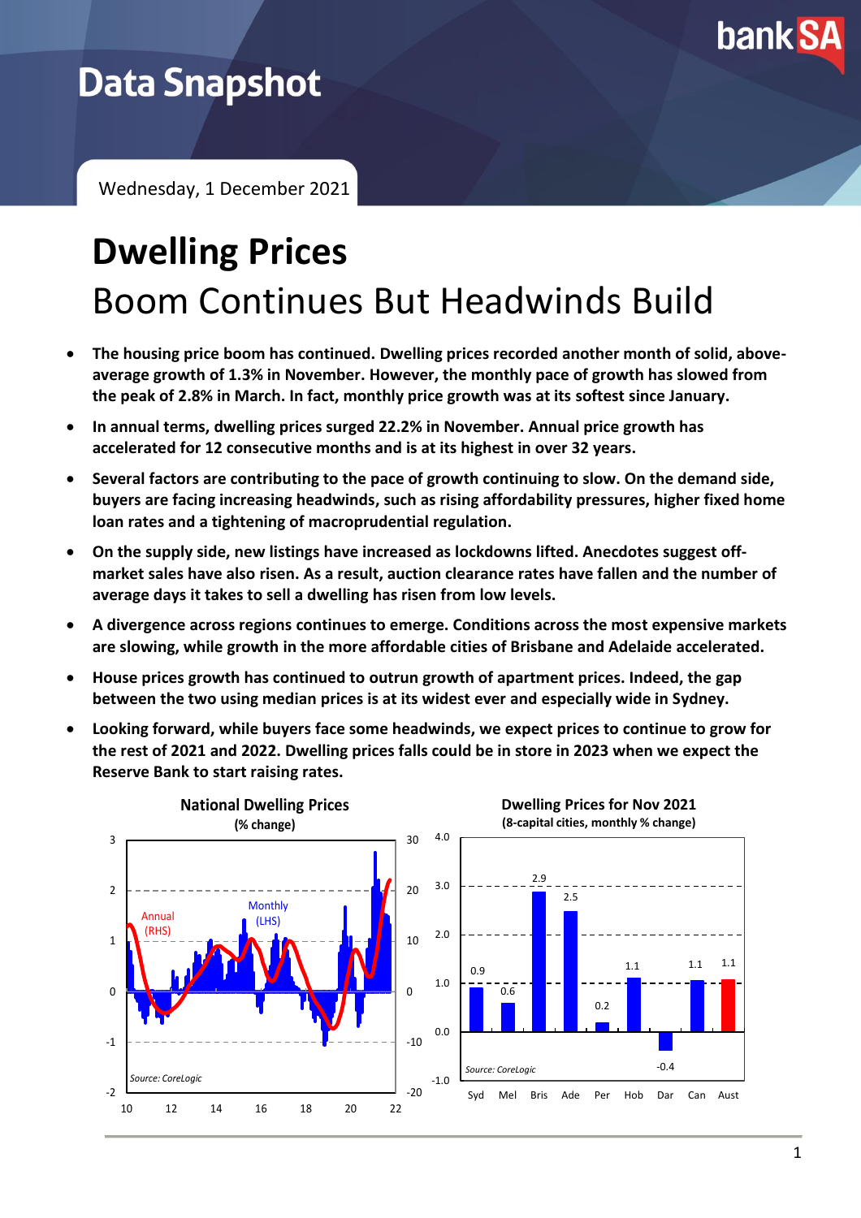Data Snapshot

Wednesday, 1 December 2021

# Dwelling Prices
## Boom Continues But Headwinds Build

- **The housing price boom has continued. Dwelling prices recorded another month of solid, above-average growth of 1.3% in November. However, the monthly pace of growth has slowed from the peak of 2.8% in March. In fact, monthly price growth was at its softest since January.**
- **In annual terms, dwelling prices surged 22.2% in November. Annual price growth has accelerated for 12 consecutive months and is at its highest in over 32 years.**
- **Several factors are contributing to the pace of growth continuing to slow. On the demand side, buyers are facing increasing headwinds, such as rising affordability pressures, higher fixed home loan rates and a tightening of macroprudential regulation.**
- **On the supply side, new listings have increased as lockdowns lifted. Anecdotes suggest off-market sales have also risen. As a result, auction clearance rates have fallen and the number of average days it takes to sell a dwelling has risen from low levels.**
- **A divergence across regions continues to emerge. Conditions across the most expensive markets are slowing, while growth in the more affordable cities of Brisbane and Adelaide accelerated.**
- **House prices growth has continued to outrun growth of apartment prices. Indeed, the gap between the two using median prices is at its widest ever and especially wide in Sydney.**
- **Looking forward, while buyers face some headwinds, we expect prices to continue to grow for the rest of 2021 and 2022. Dwelling prices falls could be in store in 2023 when we expect the Reserve Bank to start raising rates.**

**National Dwelling Prices**
**(% change)**

Monthly (LHS); Annual (RHS)

Source: CoreLogic

**Dwelling Prices for Nov 2021**
**(8-capital cities, monthly % change)**

| Syd | Mel | Bris | Ade | Per | Hob | Dar | Can | Aust |
|---|---|---|---|---|---|---|---|---|
| 0.9 | 0.6 | 2.9 | 2.5 | 0.2 | 1.1 | -0.4 | 1.1 | 1.1 |

Source: CoreLogic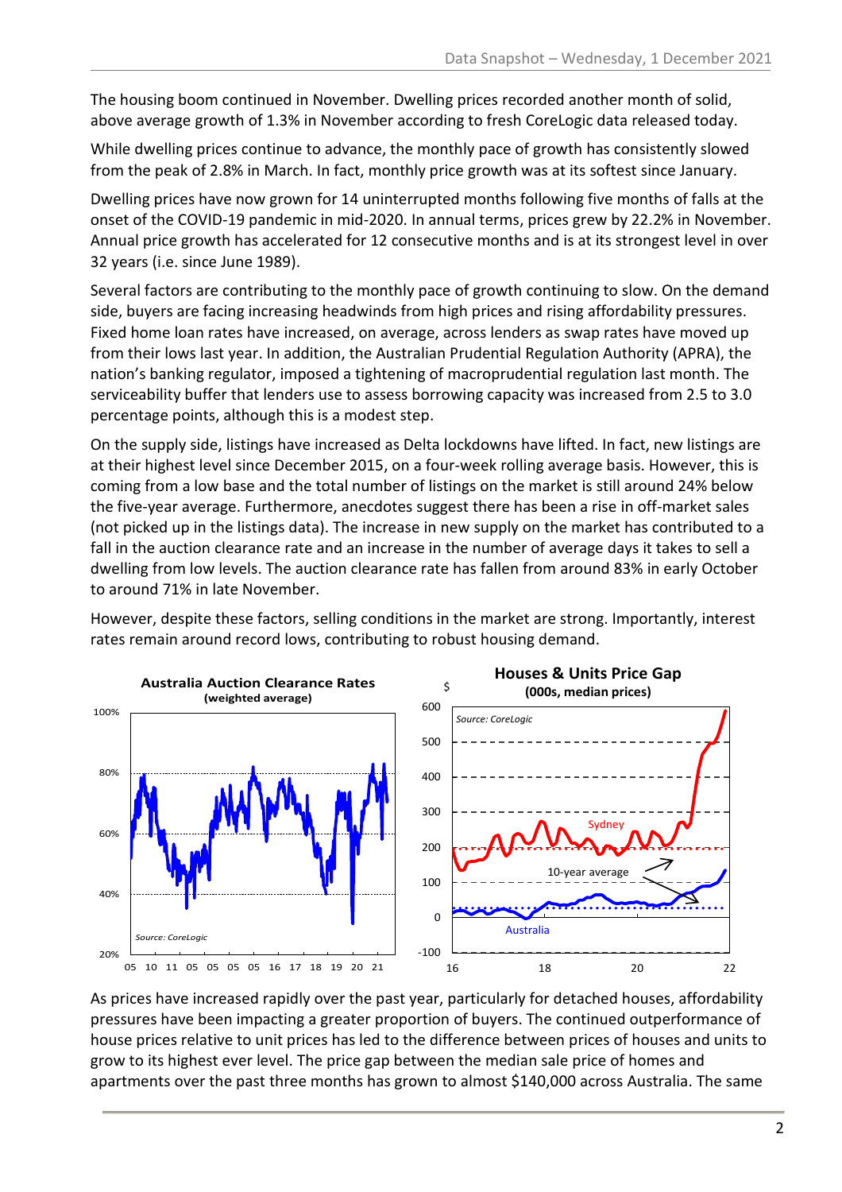The housing boom continued in November. Dwelling prices recorded another month of solid, above average growth of 1.3% in November according to fresh CoreLogic data released today.

While dwelling prices continue to advance, the monthly pace of growth has consistently slowed from the peak of 2.8% in March. In fact, monthly price growth was at its softest since January.

Dwelling prices have now grown for 14 uninterrupted months following five months of falls at the onset of the COVID-19 pandemic in mid-2020. In annual terms, prices grew by 22.2% in November. Annual price growth has accelerated for 12 consecutive months and is at its strongest level in over 32 years (i.e. since June 1989).

Several factors are contributing to the monthly pace of growth continuing to slow. On the demand side, buyers are facing increasing headwinds from high prices and rising affordability pressures. Fixed home loan rates have increased, on average, across lenders as swap rates have moved up from their lows last year. In addition, the Australian Prudential Regulation Authority (APRA), the nation's banking regulator, imposed a tightening of macroprudential regulation last month. The serviceability buffer that lenders use to assess borrowing capacity was increased from 2.5 to 3.0 percentage points, although this is a modest step.

On the supply side, listings have increased as Delta lockdowns have lifted. In fact, new listings are at their highest level since December 2015, on a four-week rolling average basis. However, this is coming from a low base and the total number of listings on the market is still around 24% below the five-year average. Furthermore, anecdotes suggest there has been a rise in off-market sales (not picked up in the listings data). The increase in new supply on the market has contributed to a fall in the auction clearance rate and an increase in the number of average days it takes to sell a dwelling from low levels. The auction clearance rate has fallen from around 83% in early October to around 71% in late November.

However, despite these factors, selling conditions in the market are strong. Importantly, interest rates remain around record lows, contributing to robust housing demand.

**Australia Auction Clearance Rates**
**(weighted average)**

Source: CoreLogic

**Houses & Units Price Gap**
**(000s, median prices)**

Source: CoreLogic

As prices have increased rapidly over the past year, particularly for detached houses, affordability pressures have been impacting a greater proportion of buyers. The continued outperformance of house prices relative to unit prices has led to the difference between prices of houses and units to grow to its highest ever level. The price gap between the median sale price of homes and apartments over the past three months has grown to almost $140,000 across Australia. The same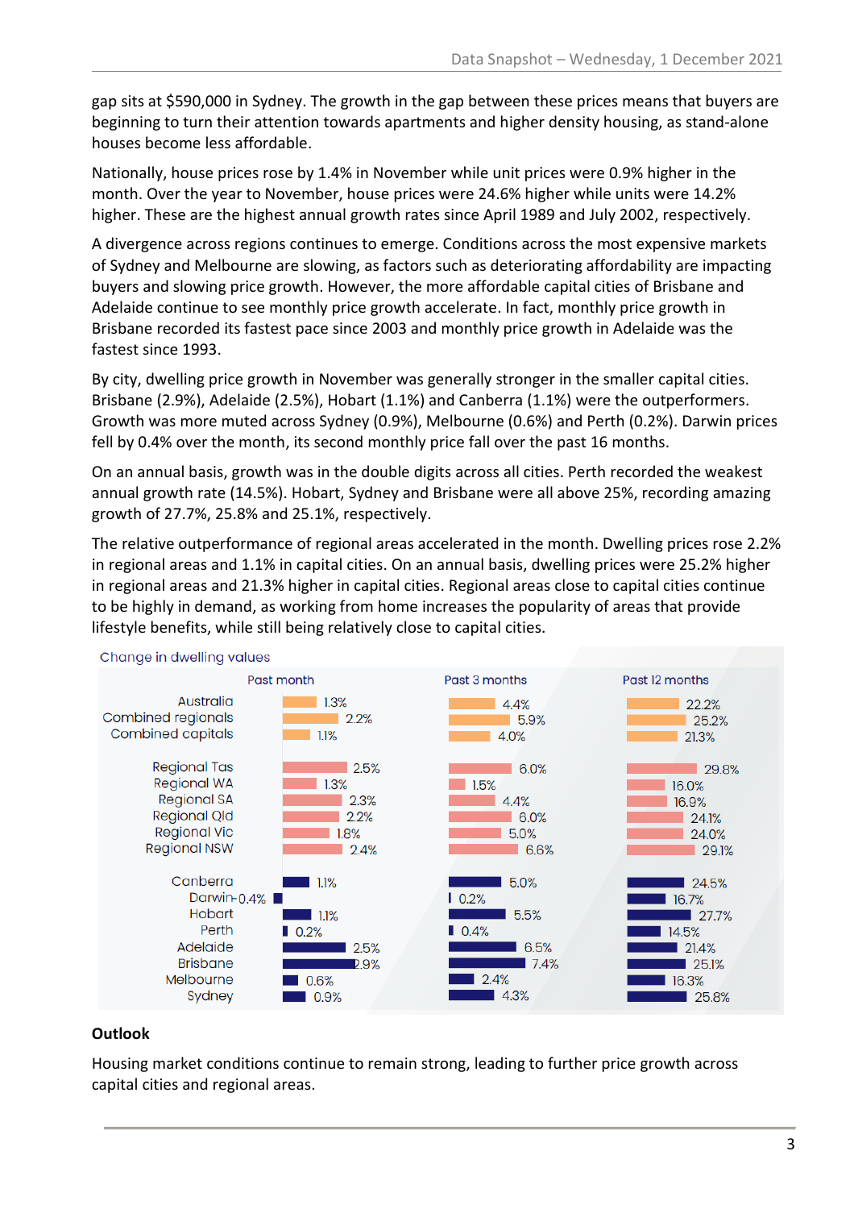gap sits at $590,000 in Sydney. The growth in the gap between these prices means that buyers are beginning to turn their attention towards apartments and higher density housing, as stand-alone houses become less affordable.

Nationally, house prices rose by 1.4% in November while unit prices were 0.9% higher in the month. Over the year to November, house prices were 24.6% higher while units were 14.2% higher. These are the highest annual growth rates since April 1989 and July 2002, respectively.

A divergence across regions continues to emerge. Conditions across the most expensive markets of Sydney and Melbourne are slowing, as factors such as deteriorating affordability are impacting buyers and slowing price growth. However, the more affordable capital cities of Brisbane and Adelaide continue to see monthly price growth accelerate. In fact, monthly price growth in Brisbane recorded its fastest pace since 2003 and monthly price growth in Adelaide was the fastest since 1993.

By city, dwelling price growth in November was generally stronger in the smaller capital cities. Brisbane (2.9%), Adelaide (2.5%), Hobart (1.1%) and Canberra (1.1%) were the outperformers. Growth was more muted across Sydney (0.9%), Melbourne (0.6%) and Perth (0.2%). Darwin prices fell by 0.4% over the month, its second monthly price fall over the past 16 months.

On an annual basis, growth was in the double digits across all cities. Perth recorded the weakest annual growth rate (14.5%). Hobart, Sydney and Brisbane were all above 25%, recording amazing growth of 27.7%, 25.8% and 25.1%, respectively.

The relative outperformance of regional areas accelerated in the month. Dwelling prices rose 2.2% in regional areas and 1.1% in capital cities. On an annual basis, dwelling prices were 25.2% higher in regional areas and 21.3% higher in capital cities. Regional areas close to capital cities continue to be highly in demand, as working from home increases the popularity of areas that provide lifestyle benefits, while still being relatively close to capital cities.

Change in dwelling values

| | Past month | Past 3 months | Past 12 months |
|---|---|---|---|
| Australia | 1.3% | 4.4% | 22.2% |
| Combined regionals | 2.2% | 5.9% | 25.2% |
| Combined capitals | 1.1% | 4.0% | 21.3% |
| Regional Tas | 2.5% | 6.0% | 29.8% |
| Regional WA | 1.3% | 1.5% | 16.0% |
| Regional SA | 2.3% | 4.4% | 16.9% |
| Regional Qld | 2.2% | 6.0% | 24.1% |
| Regional Vic | 1.8% | 5.0% | 24.0% |
| Regional NSW | 2.4% | 6.6% | 29.1% |
| Canberra | 1.1% | 5.0% | 24.5% |
| Darwin | -0.4% | 0.2% | 16.7% |
| Hobart | 1.1% | 5.5% | 27.7% |
| Perth | 0.2% | 0.4% | 14.5% |
| Adelaide | 2.5% | 6.5% | 21.4% |
| Brisbane | 2.9% | 7.4% | 25.1% |
| Melbourne | 0.6% | 2.4% | 16.3% |
| Sydney | 0.9% | 4.3% | 25.8% |

**Outlook**

Housing market conditions continue to remain strong, leading to further price growth across capital cities and regional areas.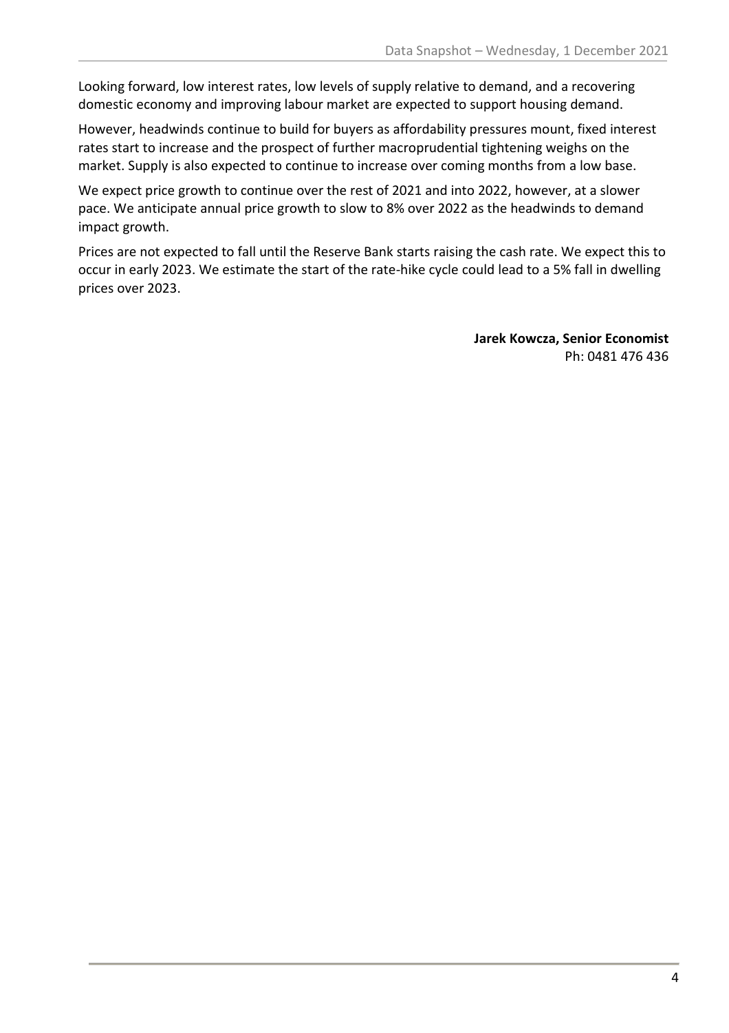Looking forward, low interest rates, low levels of supply relative to demand, and a recovering domestic economy and improving labour market are expected to support housing demand.

However, headwinds continue to build for buyers as affordability pressures mount, fixed interest rates start to increase and the prospect of further macroprudential tightening weighs on the market. Supply is also expected to continue to increase over coming months from a low base.

We expect price growth to continue over the rest of 2021 and into 2022, however, at a slower pace. We anticipate annual price growth to slow to 8% over 2022 as the headwinds to demand impact growth.

Prices are not expected to fall until the Reserve Bank starts raising the cash rate. We expect this to occur in early 2023. We estimate the start of the rate-hike cycle could lead to a 5% fall in dwelling prices over 2023.

**Jarek Kowcza, Senior Economist**
Ph: 0481 476 436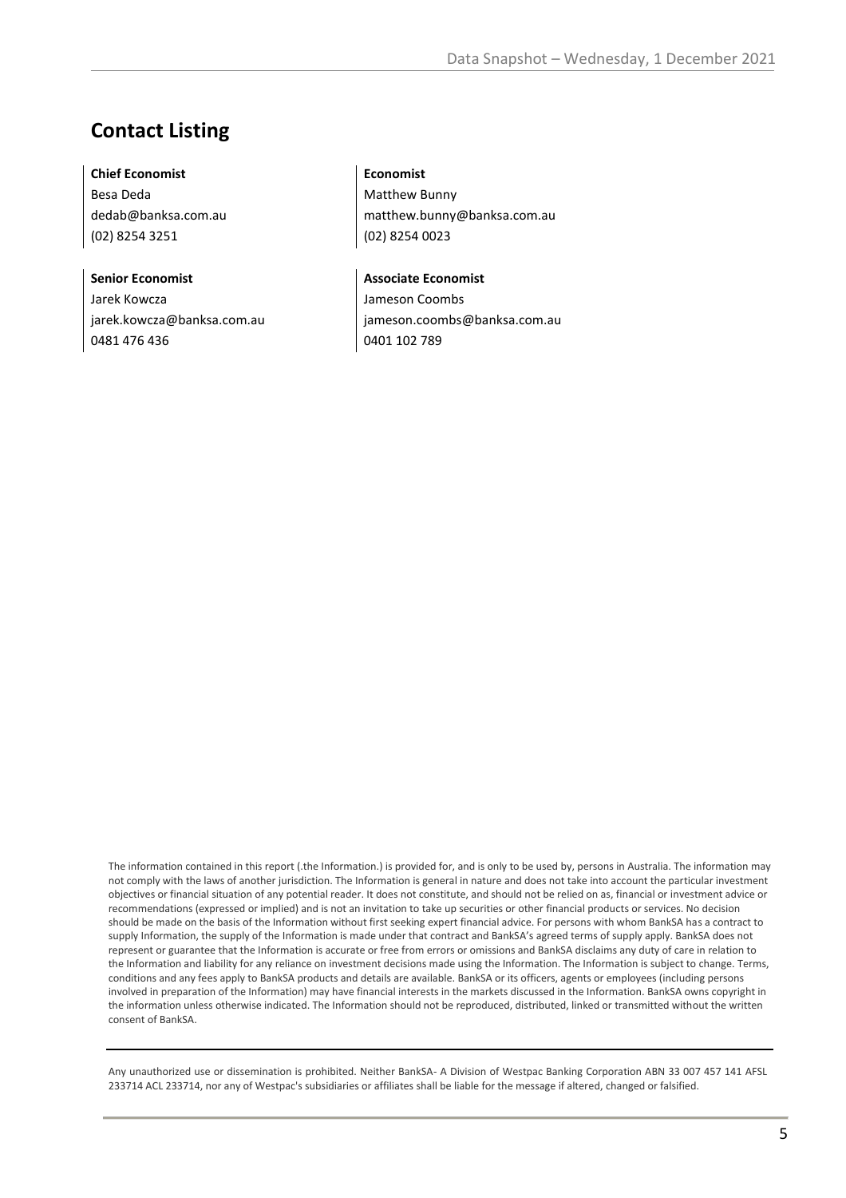## Contact Listing

**Chief Economist**
Besa Deda
dedab@banksa.com.au
(02) 8254 3251

**Senior Economist**
Jarek Kowcza
jarek.kowcza@banksa.com.au
0481 476 436

**Economist**
Matthew Bunny
matthew.bunny@banksa.com.au
(02) 8254 0023

**Associate Economist**
Jameson Coombs
jameson.coombs@banksa.com.au
0401 102 789

The information contained in this report (.the Information.) is provided for, and is only to be used by, persons in Australia. The information may not comply with the laws of another jurisdiction. The Information is general in nature and does not take into account the particular investment objectives or financial situation of any potential reader. It does not constitute, and should not be relied on as, financial or investment advice or recommendations (expressed or implied) and is not an invitation to take up securities or other financial products or services. No decision should be made on the basis of the Information without first seeking expert financial advice. For persons with whom BankSA has a contract to supply Information, the supply of the Information is made under that contract and BankSA's agreed terms of supply apply. BankSA does not represent or guarantee that the Information is accurate or free from errors or omissions and BankSA disclaims any duty of care in relation to the Information and liability for any reliance on investment decisions made using the Information. The Information is subject to change. Terms, conditions and any fees apply to BankSA products and details are available. BankSA or its officers, agents or employees (including persons involved in preparation of the Information) may have financial interests in the markets discussed in the Information. BankSA owns copyright in the information unless otherwise indicated. The Information should not be reproduced, distributed, linked or transmitted without the written consent of BankSA.

---

Any unauthorized use or dissemination is prohibited. Neither BankSA- A Division of Westpac Banking Corporation ABN 33 007 457 141 AFSL 233714 ACL 233714, nor any of Westpac's subsidiaries or affiliates shall be liable for the message if altered, changed or falsified.